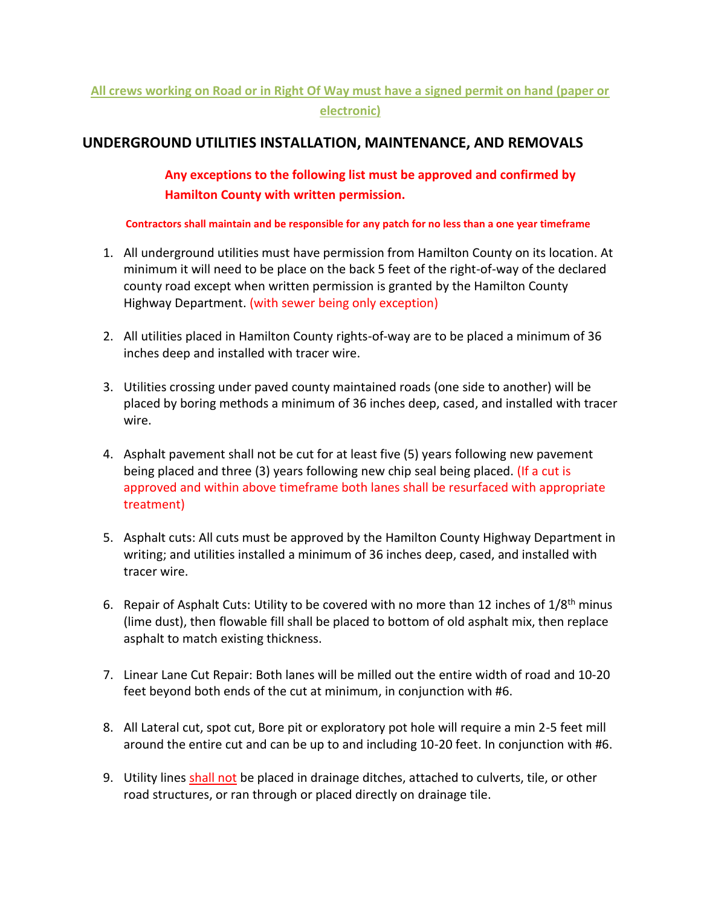**All crews working on Road or in Right Of Way must have a signed permit on hand (paper or electronic)**

## UNDERGROUND UTILITIES INSTALLATION, MAINTENANCE, AND REMOVALS

**Any exceptions to the following list must be approved and confirmed by Hamilton County with written permission.**

**Contractors shall maintain and be responsible for any patch for no less than a one year timeframe**

1. All underground utilities must have permission from Hamilton County on its location. At minimum it will need to be place on the back 5 feet of the right-of-way of the declared county road except when written permission is granted by the Hamilton County Highway Department. (with sewer being only exception)

2. All utilities placed in Hamilton County rights-of-way are to be placed a minimum of 36 inches deep and installed with tracer wire.

3. Utilities crossing under paved county maintained roads (one side to another) will be placed by boring methods a minimum of 36 inches deep, cased, and installed with tracer wire.

4. Asphalt pavement shall not be cut for at least five (5) years following new pavement being placed and three (3) years following new chip seal being placed. (If a cut is approved and within above timeframe both lanes shall be resurfaced with appropriate treatment)

5. Asphalt cuts: All cuts must be approved by the Hamilton County Highway Department in writing; and utilities installed a minimum of 36 inches deep, cased, and installed with tracer wire.

6. Repair of Asphalt Cuts: Utility to be covered with no more than 12 inches of 1/8th minus (lime dust), then flowable fill shall be placed to bottom of old asphalt mix, then replace asphalt to match existing thickness.

7. Linear Lane Cut Repair: Both lanes will be milled out the entire width of road and 10-20 feet beyond both ends of the cut at minimum, in conjunction with #6.

8. All Lateral cut, spot cut, Bore pit or exploratory pot hole will require a min 2-5 feet mill around the entire cut and can be up to and including 10-20 feet. In conjunction with #6.

9. Utility lines shall not be placed in drainage ditches, attached to culverts, tile, or other road structures, or ran through or placed directly on drainage tile.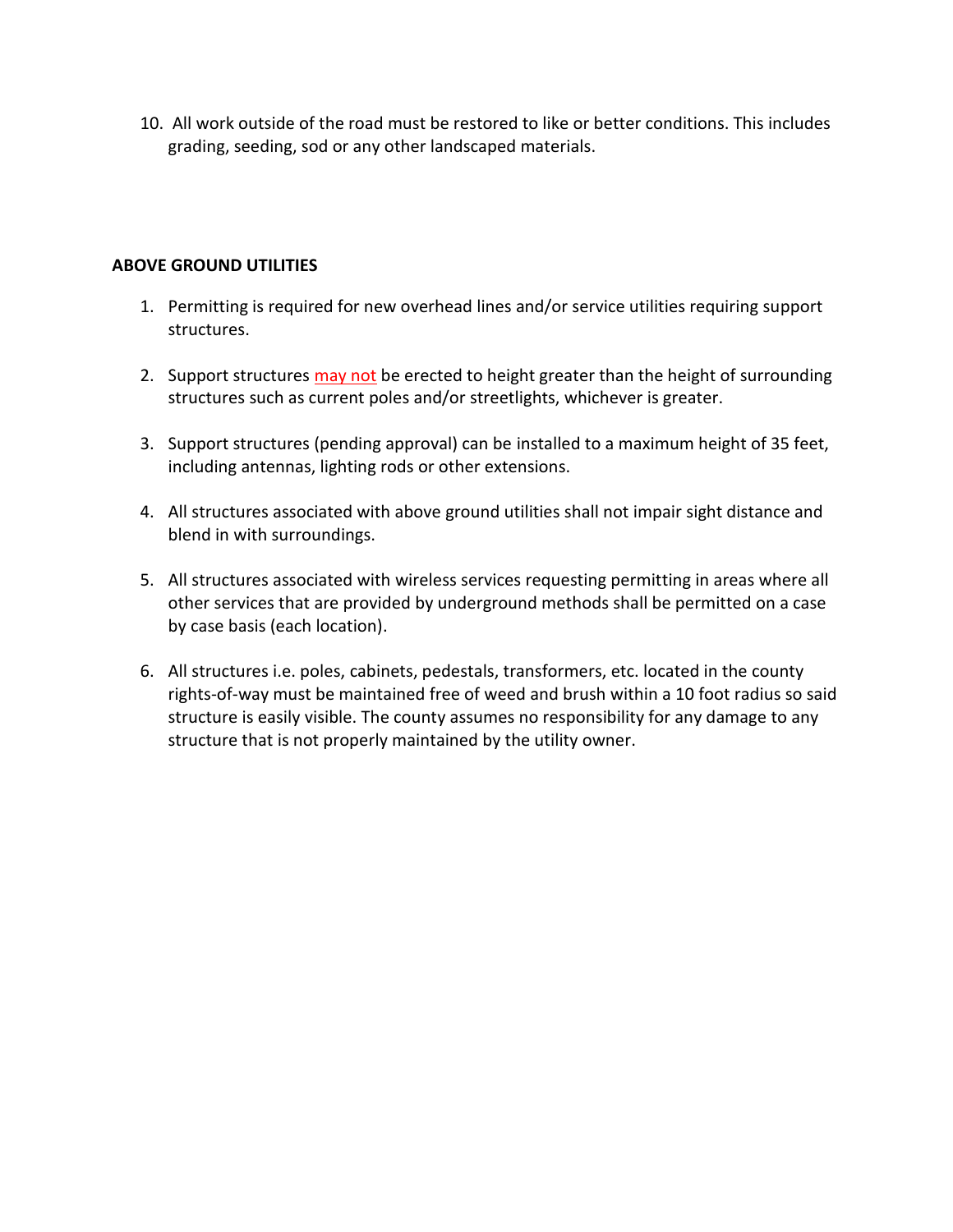10. All work outside of the road must be restored to like or better conditions. This includes grading, seeding, sod or any other landscaped materials.

## ABOVE GROUND UTILITIES

1. Permitting is required for new overhead lines and/or service utilities requiring support structures.

2. Support structures may not be erected to height greater than the height of surrounding structures such as current poles and/or streetlights, whichever is greater.

3. Support structures (pending approval) can be installed to a maximum height of 35 feet, including antennas, lighting rods or other extensions.

4. All structures associated with above ground utilities shall not impair sight distance and blend in with surroundings.

5. All structures associated with wireless services requesting permitting in areas where all other services that are provided by underground methods shall be permitted on a case by case basis (each location).

6. All structures i.e. poles, cabinets, pedestals, transformers, etc. located in the county rights-of-way must be maintained free of weed and brush within a 10 foot radius so said structure is easily visible. The county assumes no responsibility for any damage to any structure that is not properly maintained by the utility owner.